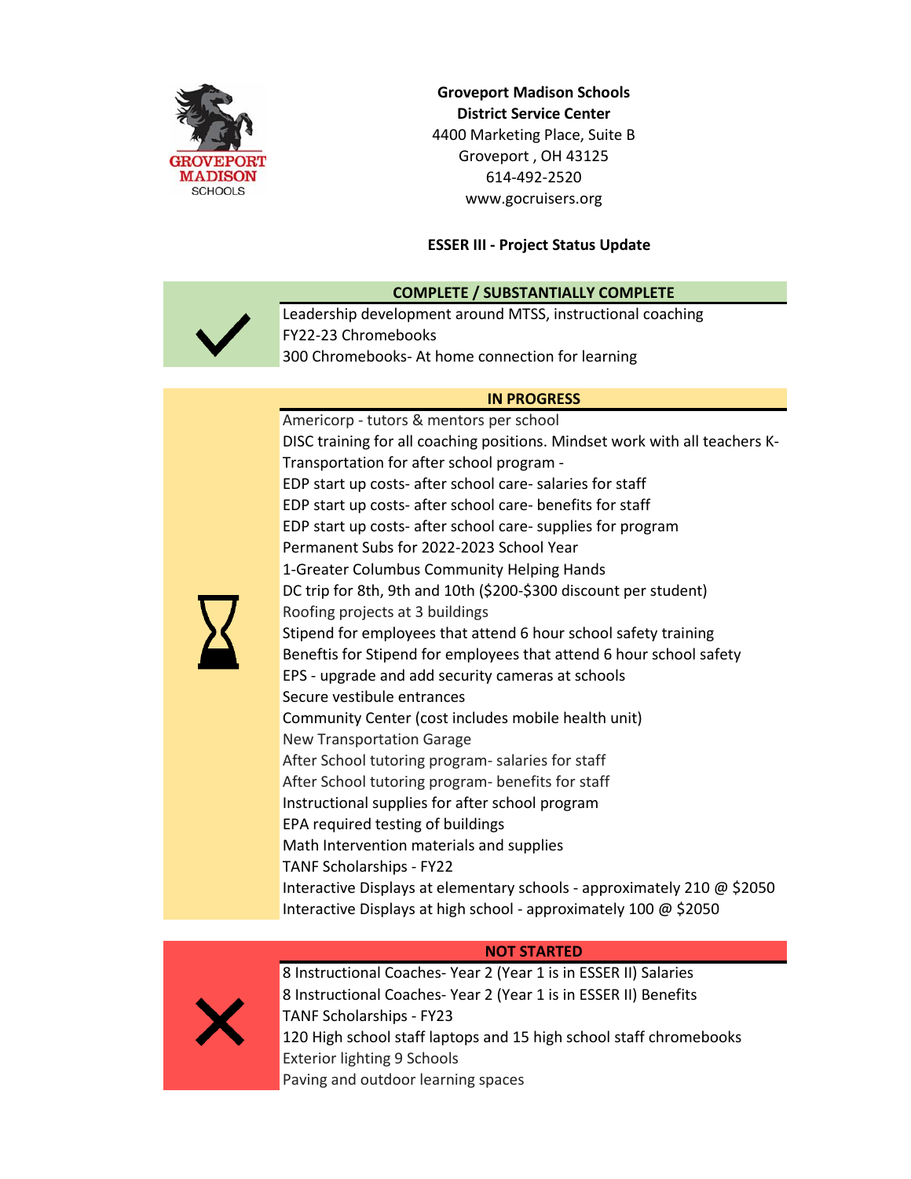**Groveport Madison Schools**
**District Service Center**
4400 Marketing Place, Suite B
Groveport , OH 43125
614-492-2520
www.gocruisers.org

## ESSER III - Project Status Update

### COMPLETE / SUBSTANTIALLY COMPLETE

- Leadership development around MTSS, instructional coaching
- FY22-23 Chromebooks
- 300 Chromebooks- At home connection for learning

### IN PROGRESS

- Americorp - tutors & mentors per school
- DISC training for all coaching positions. Mindset work with all teachers K-
- Transportation for after school program -
- EDP start up costs- after school care- salaries for staff
- EDP start up costs- after school care- benefits for staff
- EDP start up costs- after school care- supplies for program
- Permanent Subs for 2022-2023 School Year
- 1-Greater Columbus Community Helping Hands
- DC trip for 8th, 9th and 10th ($200-$300 discount per student)
- Roofing projects at 3 buildings
- Stipend for employees that attend 6 hour school safety training
- Benefits for Stipend for employees that attend 6 hour school safety
- EPS - upgrade and add security cameras at schools
- Secure vestibule entrances
- Community Center (cost includes mobile health unit)
- New Transportation Garage
- After School tutoring program- salaries for staff
- After School tutoring program- benefits for staff
- Instructional supplies for after school program
- EPA required testing of buildings
- Math Intervention materials and supplies
- TANF Scholarships - FY22
- Interactive Displays at elementary schools - approximately 210 @ $2050
- Interactive Displays at high school - approximately 100 @ $2050

### NOT STARTED

- 8 Instructional Coaches- Year 2 (Year 1 is in ESSER II) Salaries
- 8 Instructional Coaches- Year 2 (Year 1 is in ESSER II) Benefits
- TANF Scholarships - FY23
- 120 High school staff laptops and 15 high school staff chromebooks
- Exterior lighting 9 Schools
- Paving and outdoor learning spaces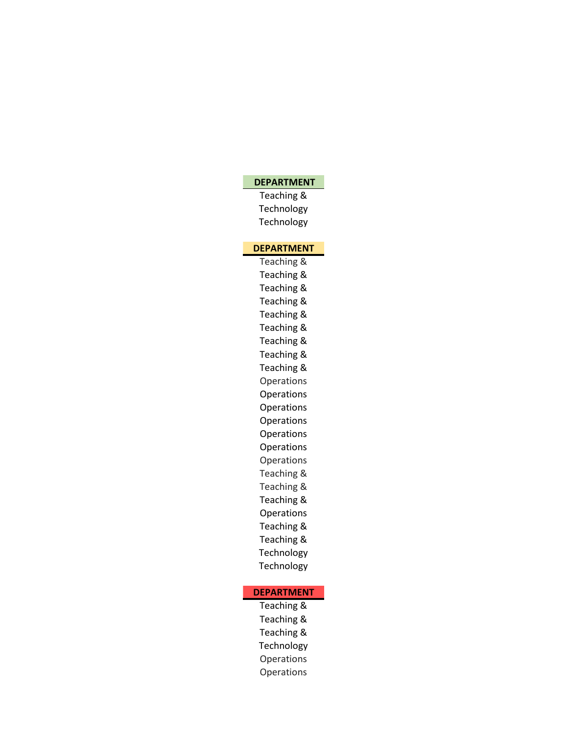| DEPARTMENT |
| --- |
| Teaching & |
| Technology |
| Technology |

| DEPARTMENT |
| --- |
| Teaching & |
| Teaching & |
| Teaching & |
| Teaching & |
| Teaching & |
| Teaching & |
| Teaching & |
| Teaching & |
| Teaching & |
| Operations |
| Operations |
| Operations |
| Operations |
| Operations |
| Operations |
| Operations |
| Teaching & |
| Teaching & |
| Teaching & |
| Operations |
| Teaching & |
| Teaching & |
| Technology |
| Technology |

| DEPARTMENT |
| --- |
| Teaching & |
| Teaching & |
| Teaching & |
| Technology |
| Operations |
| Operations |